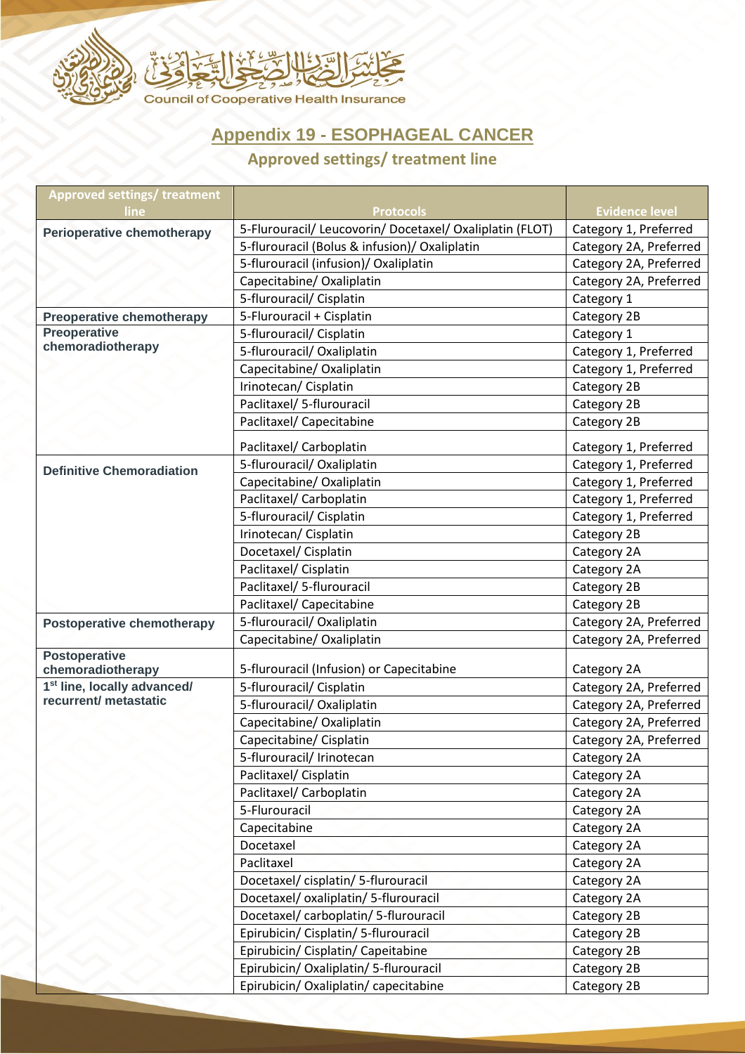مجلس الضمان الصحي التعاوني

Council of Cooperative Health Insurance

# Appendix 19 - ESOPHAGEAL CANCER

## Approved settings/ treatment line

| Approved settings/ treatment line | Protocols | Evidence level |
|---|---|---|
| **Perioperative chemotherapy** | 5-Flurouracil/ Leucovorin/ Docetaxel/ Oxaliplatin (FLOT) | Category 1, Preferred |
| | 5-flurouracil (Bolus & infusion)/ Oxaliplatin | Category 2A, Preferred |
| | 5-flurouracil (infusion)/ Oxaliplatin | Category 2A, Preferred |
| | Capecitabine/ Oxaliplatin | Category 2A, Preferred |
| | 5-flurouracil/ Cisplatin | Category 1 |
| **Preoperative chemotherapy** | 5-Flurouracil + Cisplatin | Category 2B |
| **Preoperative chemoradiotherapy** | 5-flurouracil/ Cisplatin | Category 1 |
| | 5-flurouracil/ Oxaliplatin | Category 1, Preferred |
| | Capecitabine/ Oxaliplatin | Category 1, Preferred |
| | Irinotecan/ Cisplatin | Category 2B |
| | Paclitaxel/ 5-flurouracil | Category 2B |
| | Paclitaxel/ Capecitabine | Category 2B |
| | Paclitaxel/ Carboplatin | Category 1, Preferred |
| **Definitive Chemoradiation** | 5-flurouracil/ Oxaliplatin | Category 1, Preferred |
| | Capecitabine/ Oxaliplatin | Category 1, Preferred |
| | Paclitaxel/ Carboplatin | Category 1, Preferred |
| | 5-flurouracil/ Cisplatin | Category 1, Preferred |
| | Irinotecan/ Cisplatin | Category 2B |
| | Docetaxel/ Cisplatin | Category 2A |
| | Paclitaxel/ Cisplatin | Category 2A |
| | Paclitaxel/ 5-flurouracil | Category 2B |
| | Paclitaxel/ Capecitabine | Category 2B |
| **Postoperative chemotherapy** | 5-flurouracil/ Oxaliplatin | Category 2A, Preferred |
| | Capecitabine/ Oxaliplatin | Category 2A, Preferred |
| **Postoperative chemoradiotherapy** | 5-flurouracil (Infusion) or Capecitabine | Category 2A |
| **1st line, locally advanced/ recurrent/ metastatic** | 5-flurouracil/ Cisplatin | Category 2A, Preferred |
| | 5-flurouracil/ Oxaliplatin | Category 2A, Preferred |
| | Capecitabine/ Oxaliplatin | Category 2A, Preferred |
| | Capecitabine/ Cisplatin | Category 2A, Preferred |
| | 5-flurouracil/ Irinotecan | Category 2A |
| | Paclitaxel/ Cisplatin | Category 2A |
| | Paclitaxel/ Carboplatin | Category 2A |
| | 5-Flurouracil | Category 2A |
| | Capecitabine | Category 2A |
| | Docetaxel | Category 2A |
| | Paclitaxel | Category 2A |
| | Docetaxel/ cisplatin/ 5-flurouracil | Category 2A |
| | Docetaxel/ oxaliplatin/ 5-flurouracil | Category 2A |
| | Docetaxel/ carboplatin/ 5-flurouracil | Category 2B |
| | Epirubicin/ Cisplatin/ 5-flurouracil | Category 2B |
| | Epirubicin/ Cisplatin/ Capeitabine | Category 2B |
| | Epirubicin/ Oxaliplatin/ 5-flurouracil | Category 2B |
| | Epirubicin/ Oxaliplatin/ capecitabine | Category 2B |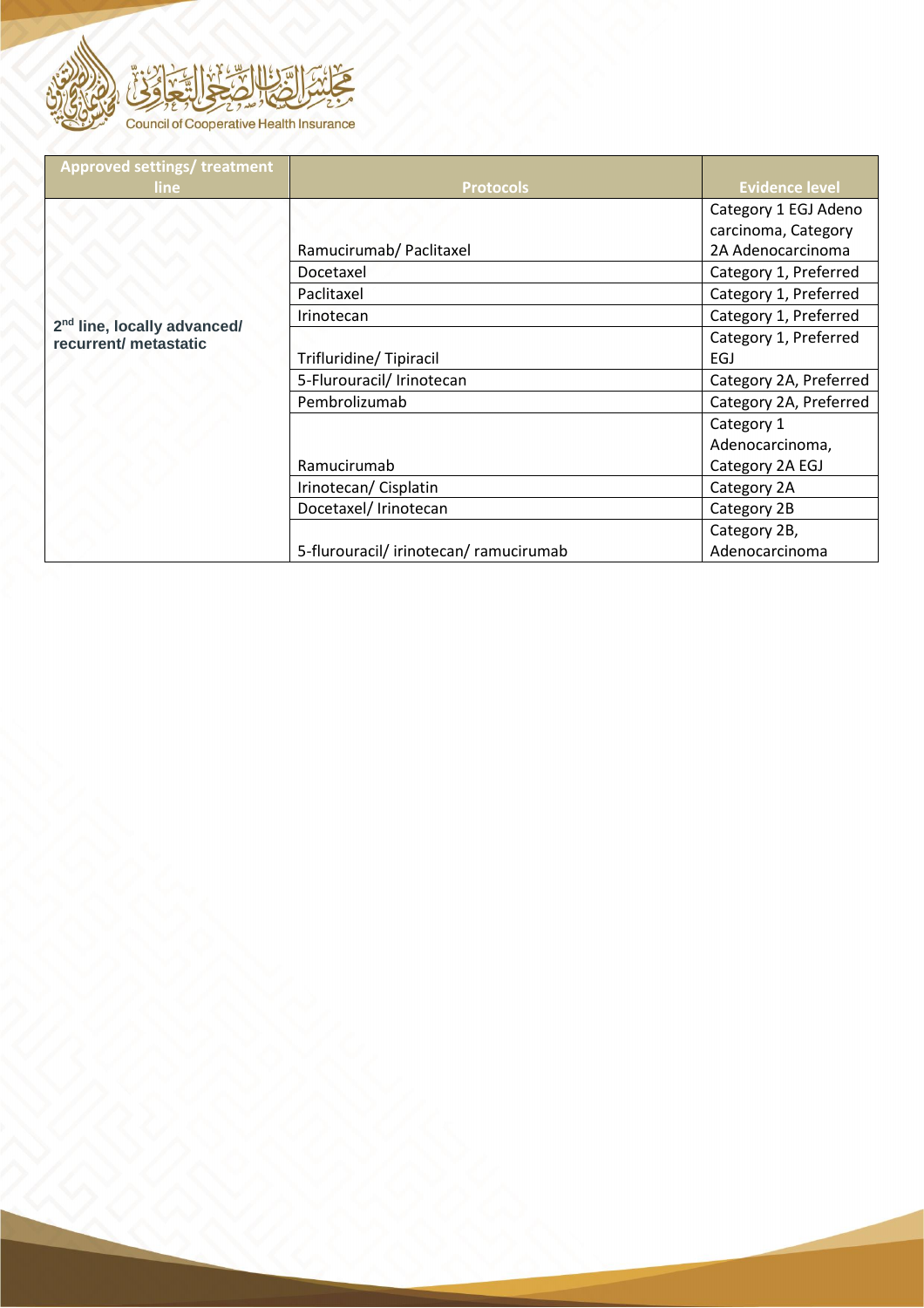| Approved settings/ treatment line | Protocols | Evidence level |
|---|---|---|
| 2nd line, locally advanced/ recurrent/ metastatic | Ramucirumab/ Paclitaxel | Category 1 EGJ Adeno carcinoma, Category 2A Adenocarcinoma |
| | Docetaxel | Category 1, Preferred |
| | Paclitaxel | Category 1, Preferred |
| | Irinotecan | Category 1, Preferred |
| | Trifluridine/ Tipiracil | Category 1, Preferred EGJ |
| | 5-Flurouracil/ Irinotecan | Category 2A, Preferred |
| | Pembrolizumab | Category 2A, Preferred |
| | Ramucirumab | Category 1 Adenocarcinoma, Category 2A EGJ |
| | Irinotecan/ Cisplatin | Category 2A |
| | Docetaxel/ Irinotecan | Category 2B |
| | 5-flurouracil/ irinotecan/ ramucirumab | Category 2B, Adenocarcinoma |